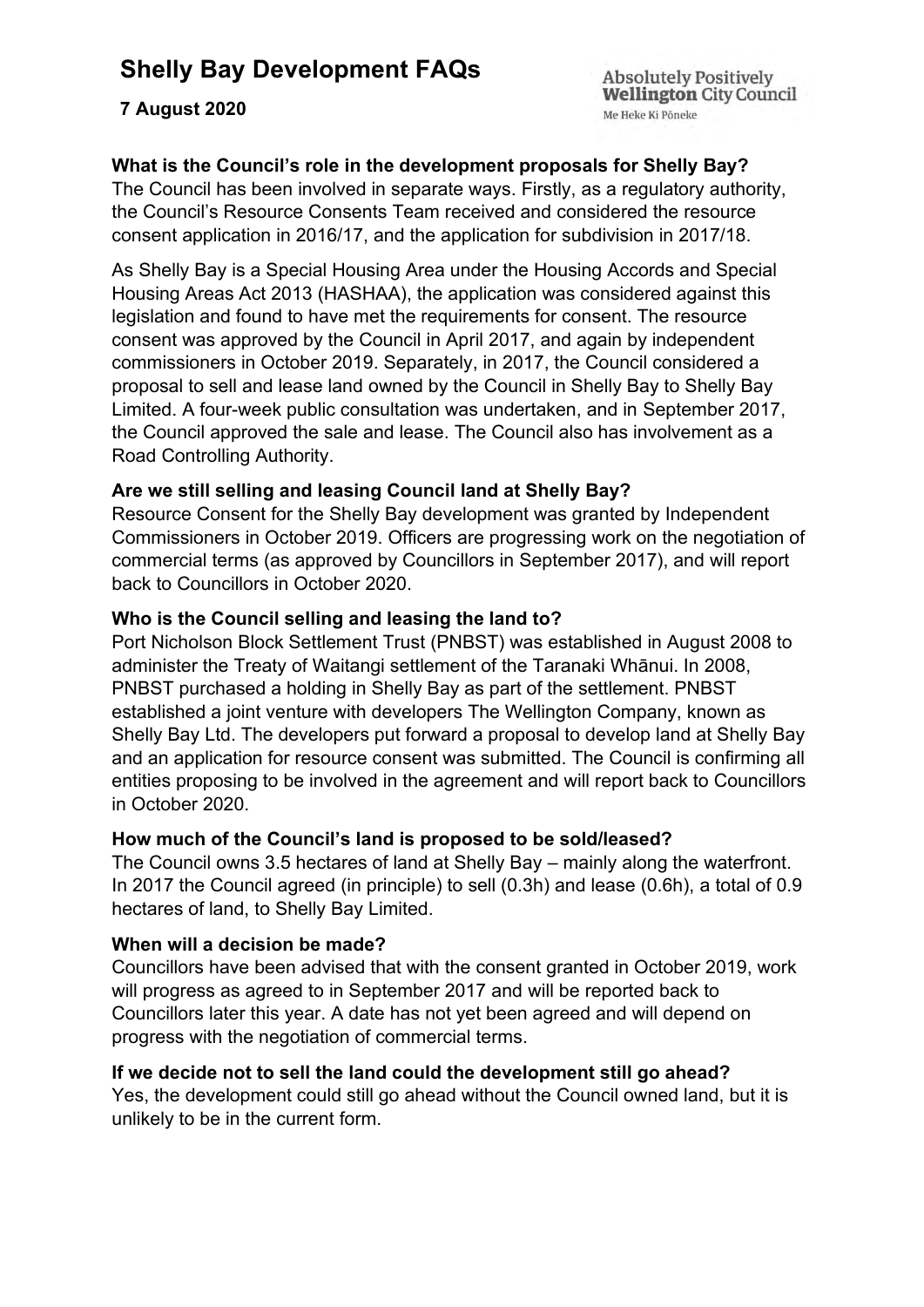# Shelly Bay Development FAQs

**7 August 2020**

Absolutely Positively **Wellington** City Council
Me Heke Ki Pōneke

**What is the Council's role in the development proposals for Shelly Bay?**
The Council has been involved in separate ways. Firstly, as a regulatory authority, the Council's Resource Consents Team received and considered the resource consent application in 2016/17, and the application for subdivision in 2017/18.

As Shelly Bay is a Special Housing Area under the Housing Accords and Special Housing Areas Act 2013 (HASHAA), the application was considered against this legislation and found to have met the requirements for consent. The resource consent was approved by the Council in April 2017, and again by independent commissioners in October 2019. Separately, in 2017, the Council considered a proposal to sell and lease land owned by the Council in Shelly Bay to Shelly Bay Limited. A four-week public consultation was undertaken, and in September 2017, the Council approved the sale and lease. The Council also has involvement as a Road Controlling Authority.

**Are we still selling and leasing Council land at Shelly Bay?**
Resource Consent for the Shelly Bay development was granted by Independent Commissioners in October 2019. Officers are progressing work on the negotiation of commercial terms (as approved by Councillors in September 2017), and will report back to Councillors in October 2020.

**Who is the Council selling and leasing the land to?**
Port Nicholson Block Settlement Trust (PNBST) was established in August 2008 to administer the Treaty of Waitangi settlement of the Taranaki Whānui. In 2008, PNBST purchased a holding in Shelly Bay as part of the settlement. PNBST established a joint venture with developers The Wellington Company, known as Shelly Bay Ltd. The developers put forward a proposal to develop land at Shelly Bay and an application for resource consent was submitted. The Council is confirming all entities proposing to be involved in the agreement and will report back to Councillors in October 2020.

**How much of the Council's land is proposed to be sold/leased?**
The Council owns 3.5 hectares of land at Shelly Bay – mainly along the waterfront. In 2017 the Council agreed (in principle) to sell (0.3h) and lease (0.6h), a total of 0.9 hectares of land, to Shelly Bay Limited.

**When will a decision be made?**
Councillors have been advised that with the consent granted in October 2019, work will progress as agreed to in September 2017 and will be reported back to Councillors later this year. A date has not yet been agreed and will depend on progress with the negotiation of commercial terms.

**If we decide not to sell the land could the development still go ahead?**
Yes, the development could still go ahead without the Council owned land, but it is unlikely to be in the current form.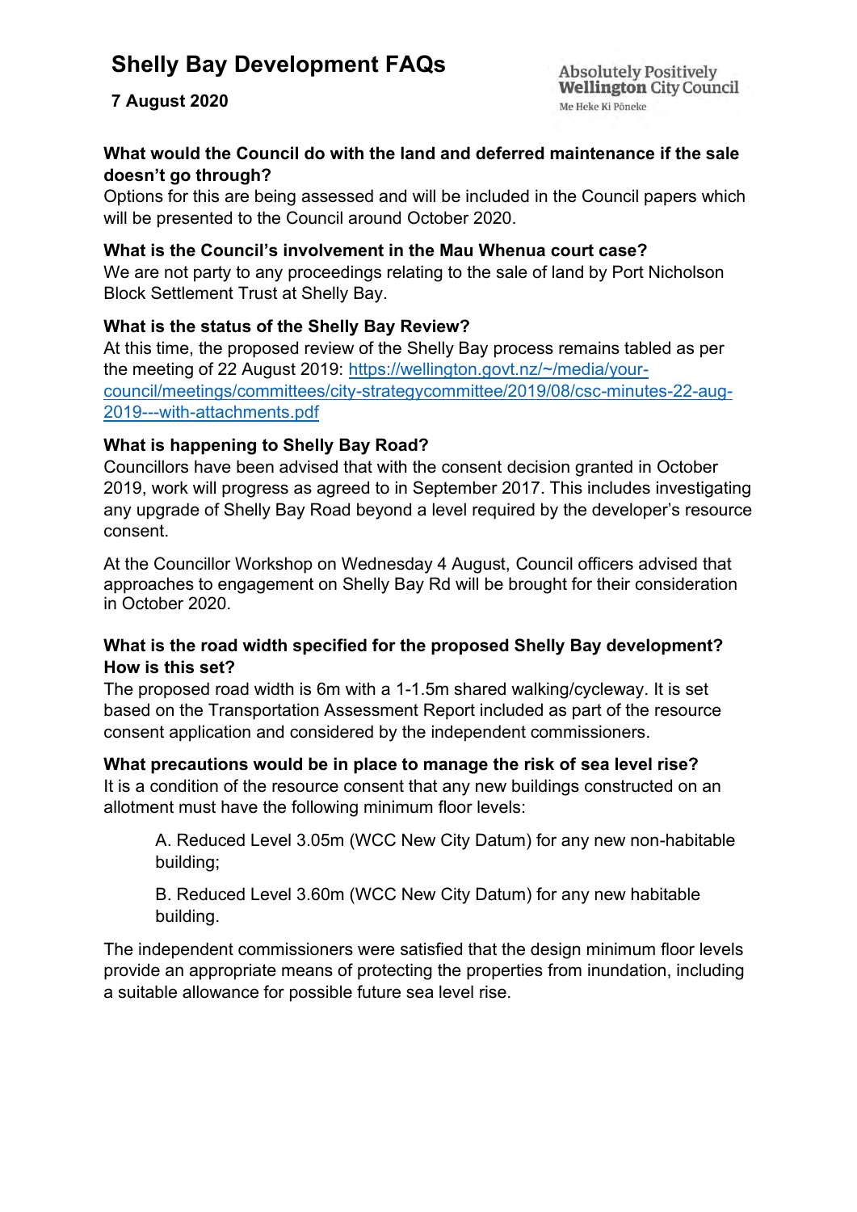# Shelly Bay Development FAQs

**7 August 2020**

**What would the Council do with the land and deferred maintenance if the sale doesn't go through?**

Options for this are being assessed and will be included in the Council papers which will be presented to the Council around October 2020.

**What is the Council's involvement in the Mau Whenua court case?**

We are not party to any proceedings relating to the sale of land by Port Nicholson Block Settlement Trust at Shelly Bay.

**What is the status of the Shelly Bay Review?**

At this time, the proposed review of the Shelly Bay process remains tabled as per the meeting of 22 August 2019: https://wellington.govt.nz/~/media/your-council/meetings/committees/city-strategycommittee/2019/08/csc-minutes-22-aug-2019---with-attachments.pdf

**What is happening to Shelly Bay Road?**

Councillors have been advised that with the consent decision granted in October 2019, work will progress as agreed to in September 2017. This includes investigating any upgrade of Shelly Bay Road beyond a level required by the developer's resource consent.

At the Councillor Workshop on Wednesday 4 August, Council officers advised that approaches to engagement on Shelly Bay Rd will be brought for their consideration in October 2020.

**What is the road width specified for the proposed Shelly Bay development? How is this set?**

The proposed road width is 6m with a 1-1.5m shared walking/cycleway. It is set based on the Transportation Assessment Report included as part of the resource consent application and considered by the independent commissioners.

**What precautions would be in place to manage the risk of sea level rise?**

It is a condition of the resource consent that any new buildings constructed on an allotment must have the following minimum floor levels:

A. Reduced Level 3.05m (WCC New City Datum) for any new non-habitable building;

B. Reduced Level 3.60m (WCC New City Datum) for any new habitable building.

The independent commissioners were satisfied that the design minimum floor levels provide an appropriate means of protecting the properties from inundation, including a suitable allowance for possible future sea level rise.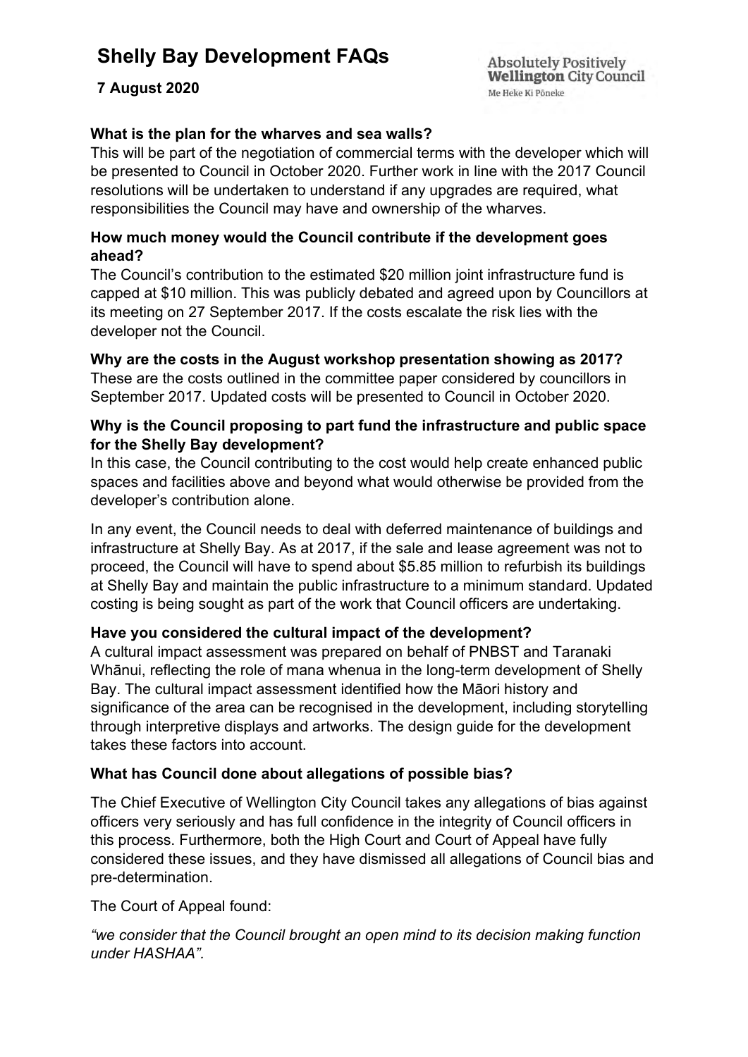# Shelly Bay Development FAQs

## 7 August 2020

Absolutely Positively **Wellington** City Council
Me Heke Ki Pōneke

**What is the plan for the wharves and sea walls?**

This will be part of the negotiation of commercial terms with the developer which will be presented to Council in October 2020. Further work in line with the 2017 Council resolutions will be undertaken to understand if any upgrades are required, what responsibilities the Council may have and ownership of the wharves.

**How much money would the Council contribute if the development goes ahead?**

The Council's contribution to the estimated $20 million joint infrastructure fund is capped at $10 million. This was publicly debated and agreed upon by Councillors at its meeting on 27 September 2017. If the costs escalate the risk lies with the developer not the Council.

**Why are the costs in the August workshop presentation showing as 2017?**

These are the costs outlined in the committee paper considered by councillors in September 2017. Updated costs will be presented to Council in October 2020.

**Why is the Council proposing to part fund the infrastructure and public space for the Shelly Bay development?**

In this case, the Council contributing to the cost would help create enhanced public spaces and facilities above and beyond what would otherwise be provided from the developer's contribution alone.

In any event, the Council needs to deal with deferred maintenance of buildings and infrastructure at Shelly Bay. As at 2017, if the sale and lease agreement was not to proceed, the Council will have to spend about $5.85 million to refurbish its buildings at Shelly Bay and maintain the public infrastructure to a minimum standard. Updated costing is being sought as part of the work that Council officers are undertaking.

**Have you considered the cultural impact of the development?**

A cultural impact assessment was prepared on behalf of PNBST and Taranaki Whānui, reflecting the role of mana whenua in the long-term development of Shelly Bay. The cultural impact assessment identified how the Māori history and significance of the area can be recognised in the development, including storytelling through interpretive displays and artworks. The design guide for the development takes these factors into account.

**What has Council done about allegations of possible bias?**

The Chief Executive of Wellington City Council takes any allegations of bias against officers very seriously and has full confidence in the integrity of Council officers in this process. Furthermore, both the High Court and Court of Appeal have fully considered these issues, and they have dismissed all allegations of Council bias and pre-determination.

The Court of Appeal found:

*"we consider that the Council brought an open mind to its decision making function under HASHAA".*